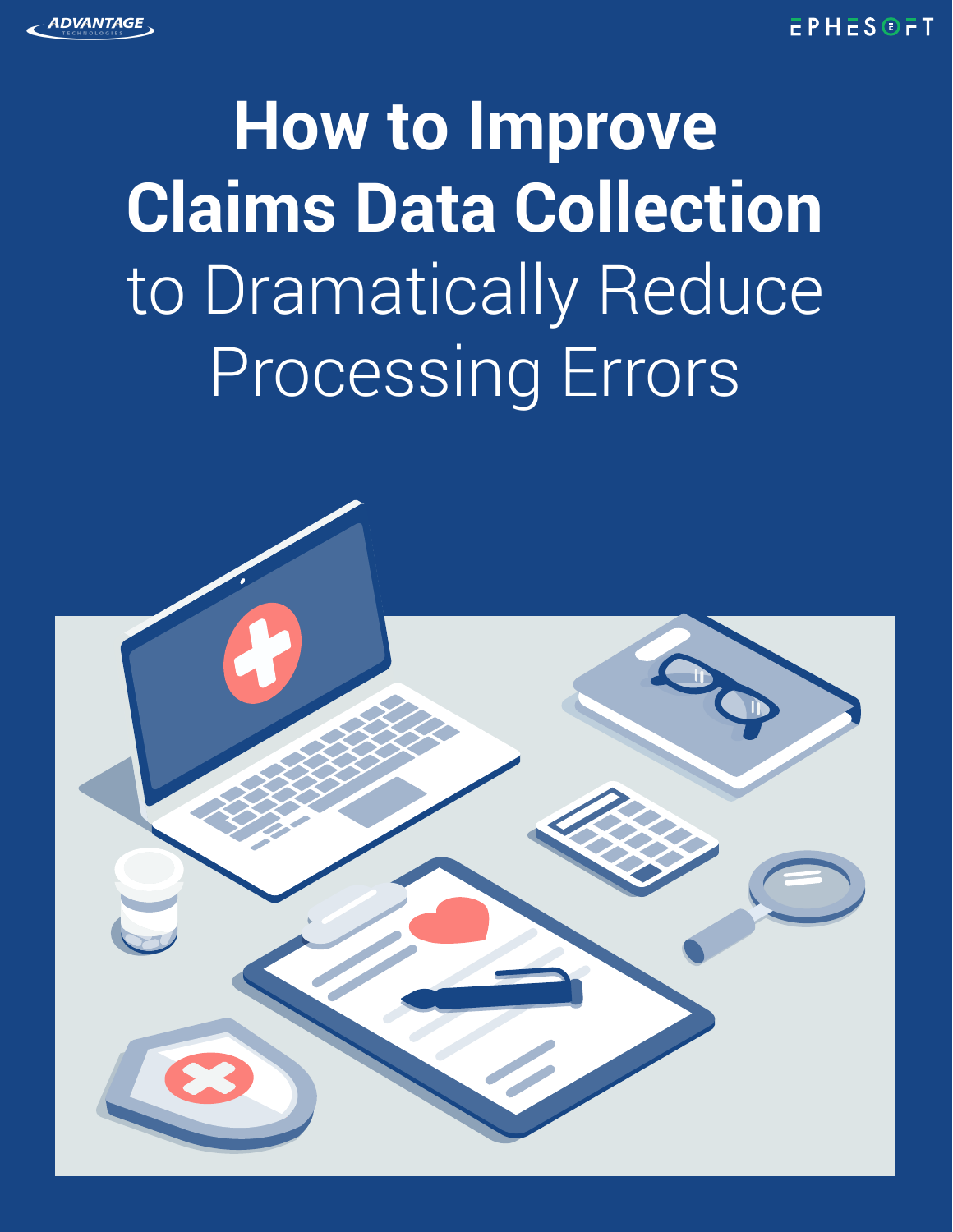ADVANTAGE TECHNOLOGIES

EPHESOFT

# How to Improve Claims Data Collection to Dramatically Reduce Processing Errors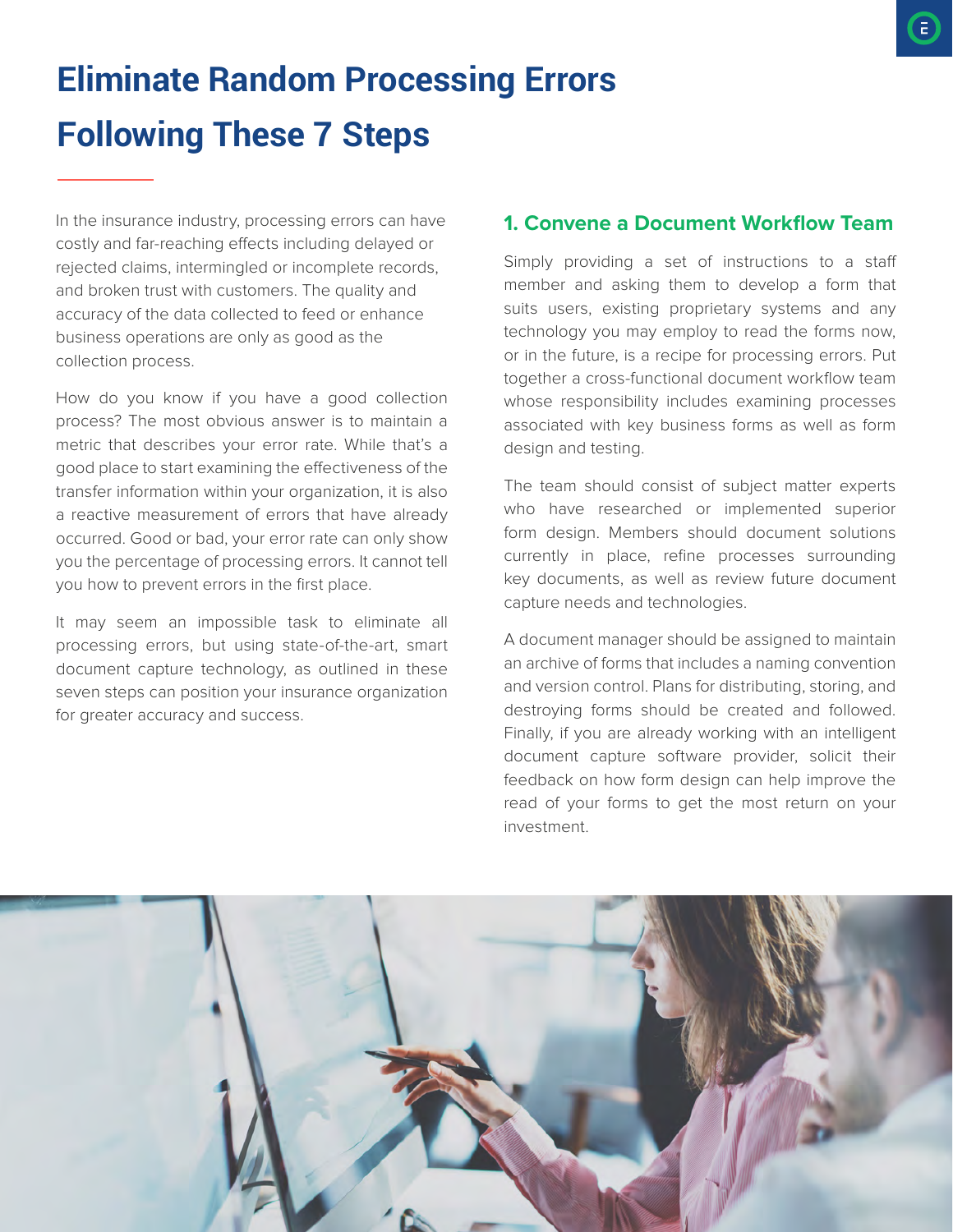# Eliminate Random Processing Errors Following These 7 Steps

In the insurance industry, processing errors can have costly and far-reaching effects including delayed or rejected claims, intermingled or incomplete records, and broken trust with customers. The quality and accuracy of the data collected to feed or enhance business operations are only as good as the collection process.

How do you know if you have a good collection process? The most obvious answer is to maintain a metric that describes your error rate. While that's a good place to start examining the effectiveness of the transfer information within your organization, it is also a reactive measurement of errors that have already occurred. Good or bad, your error rate can only show you the percentage of processing errors. It cannot tell you how to prevent errors in the first place.

It may seem an impossible task to eliminate all processing errors, but using state-of-the-art, smart document capture technology, as outlined in these seven steps can position your insurance organization for greater accuracy and success.

## 1. Convene a Document Workflow Team

Simply providing a set of instructions to a staff member and asking them to develop a form that suits users, existing proprietary systems and any technology you may employ to read the forms now, or in the future, is a recipe for processing errors. Put together a cross-functional document workflow team whose responsibility includes examining processes associated with key business forms as well as form design and testing.

The team should consist of subject matter experts who have researched or implemented superior form design. Members should document solutions currently in place, refine processes surrounding key documents, as well as review future document capture needs and technologies.

A document manager should be assigned to maintain an archive of forms that includes a naming convention and version control. Plans for distributing, storing, and destroying forms should be created and followed. Finally, if you are already working with an intelligent document capture software provider, solicit their feedback on how form design can help improve the read of your forms to get the most return on your investment.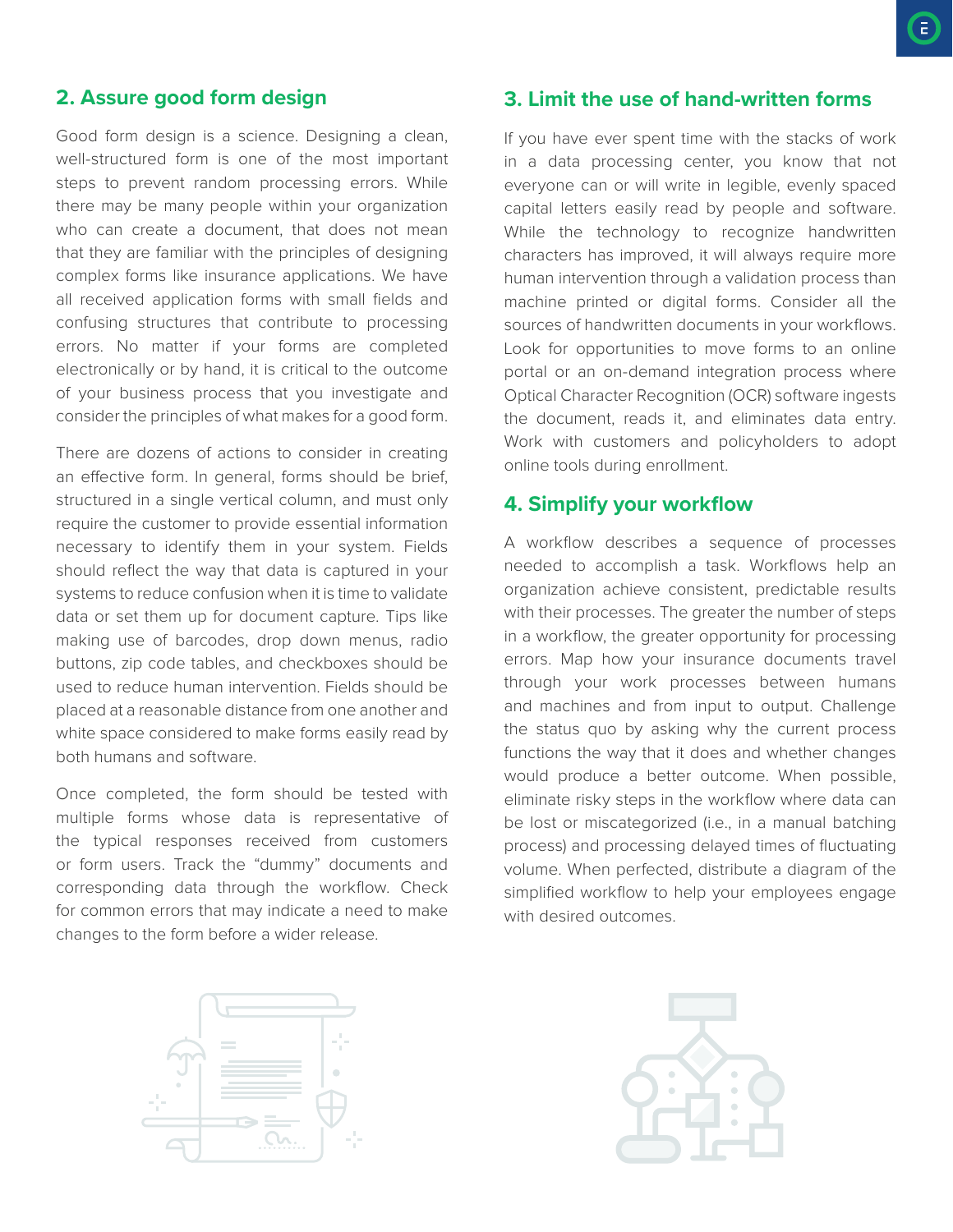## 2. Assure good form design

Good form design is a science. Designing a clean, well-structured form is one of the most important steps to prevent random processing errors. While there may be many people within your organization who can create a document, that does not mean that they are familiar with the principles of designing complex forms like insurance applications. We have all received application forms with small fields and confusing structures that contribute to processing errors. No matter if your forms are completed electronically or by hand, it is critical to the outcome of your business process that you investigate and consider the principles of what makes for a good form.

There are dozens of actions to consider in creating an effective form. In general, forms should be brief, structured in a single vertical column, and must only require the customer to provide essential information necessary to identify them in your system. Fields should reflect the way that data is captured in your systems to reduce confusion when it is time to validate data or set them up for document capture. Tips like making use of barcodes, drop down menus, radio buttons, zip code tables, and checkboxes should be used to reduce human intervention. Fields should be placed at a reasonable distance from one another and white space considered to make forms easily read by both humans and software.

Once completed, the form should be tested with multiple forms whose data is representative of the typical responses received from customers or form users. Track the "dummy" documents and corresponding data through the workflow. Check for common errors that may indicate a need to make changes to the form before a wider release.

## 3. Limit the use of hand-written forms

If you have ever spent time with the stacks of work in a data processing center, you know that not everyone can or will write in legible, evenly spaced capital letters easily read by people and software. While the technology to recognize handwritten characters has improved, it will always require more human intervention through a validation process than machine printed or digital forms. Consider all the sources of handwritten documents in your workflows. Look for opportunities to move forms to an online portal or an on-demand integration process where Optical Character Recognition (OCR) software ingests the document, reads it, and eliminates data entry. Work with customers and policyholders to adopt online tools during enrollment.

## 4. Simplify your workflow

A workflow describes a sequence of processes needed to accomplish a task. Workflows help an organization achieve consistent, predictable results with their processes. The greater the number of steps in a workflow, the greater opportunity for processing errors. Map how your insurance documents travel through your work processes between humans and machines and from input to output. Challenge the status quo by asking why the current process functions the way that it does and whether changes would produce a better outcome. When possible, eliminate risky steps in the workflow where data can be lost or miscategorized (i.e., in a manual batching process) and processing delayed times of fluctuating volume. When perfected, distribute a diagram of the simplified workflow to help your employees engage with desired outcomes.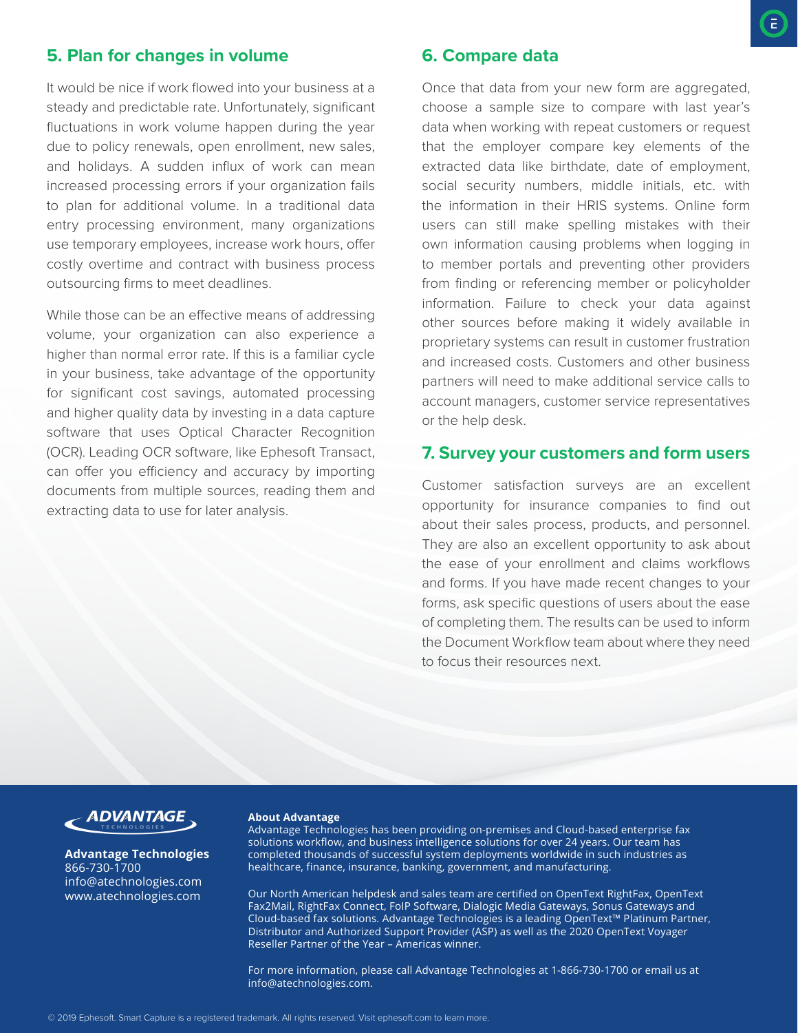## 5. Plan for changes in volume

It would be nice if work flowed into your business at a steady and predictable rate. Unfortunately, significant fluctuations in work volume happen during the year due to policy renewals, open enrollment, new sales, and holidays. A sudden influx of work can mean increased processing errors if your organization fails to plan for additional volume. In a traditional data entry processing environment, many organizations use temporary employees, increase work hours, offer costly overtime and contract with business process outsourcing firms to meet deadlines.

While those can be an effective means of addressing volume, your organization can also experience a higher than normal error rate. If this is a familiar cycle in your business, take advantage of the opportunity for significant cost savings, automated processing and higher quality data by investing in a data capture software that uses Optical Character Recognition (OCR). Leading OCR software, like Ephesoft Transact, can offer you efficiency and accuracy by importing documents from multiple sources, reading them and extracting data to use for later analysis.

## 6. Compare data

Once that data from your new form are aggregated, choose a sample size to compare with last year's data when working with repeat customers or request that the employer compare key elements of the extracted data like birthdate, date of employment, social security numbers, middle initials, etc. with the information in their HRIS systems. Online form users can still make spelling mistakes with their own information causing problems when logging in to member portals and preventing other providers from finding or referencing member or policyholder information. Failure to check your data against other sources before making it widely available in proprietary systems can result in customer frustration and increased costs. Customers and other business partners will need to make additional service calls to account managers, customer service representatives or the help desk.

## 7. Survey your customers and form users

Customer satisfaction surveys are an excellent opportunity for insurance companies to find out about their sales process, products, and personnel. They are also an excellent opportunity to ask about the ease of your enrollment and claims workflows and forms. If you have made recent changes to your forms, ask specific questions of users about the ease of completing them. The results can be used to inform the Document Workflow team about where they need to focus their resources next.

ADVANTAGE TECHNOLOGIES

**Advantage Technologies**
866-730-1700
info@atechnologies.com
www.atechnologies.com

**About Advantage**
Advantage Technologies has been providing on-premises and Cloud-based enterprise fax solutions workflow, and business intelligence solutions for over 24 years. Our team has completed thousands of successful system deployments worldwide in such industries as healthcare, finance, insurance, banking, government, and manufacturing.

Our North American helpdesk and sales team are certified on OpenText RightFax, OpenText Fax2Mail, RightFax Connect, FoIP Software, Dialogic Media Gateways, Sonus Gateways and Cloud-based fax solutions. Advantage Technologies is a leading OpenText™ Platinum Partner, Distributor and Authorized Support Provider (ASP) as well as the 2020 OpenText Voyager Reseller Partner of the Year – Americas winner.

For more information, please call Advantage Technologies at 1-866-730-1700 or email us at info@atechnologies.com.

© 2019 Ephesoft. Smart Capture is a registered trademark. All rights reserved. Visit ephesoft.com to learn more.